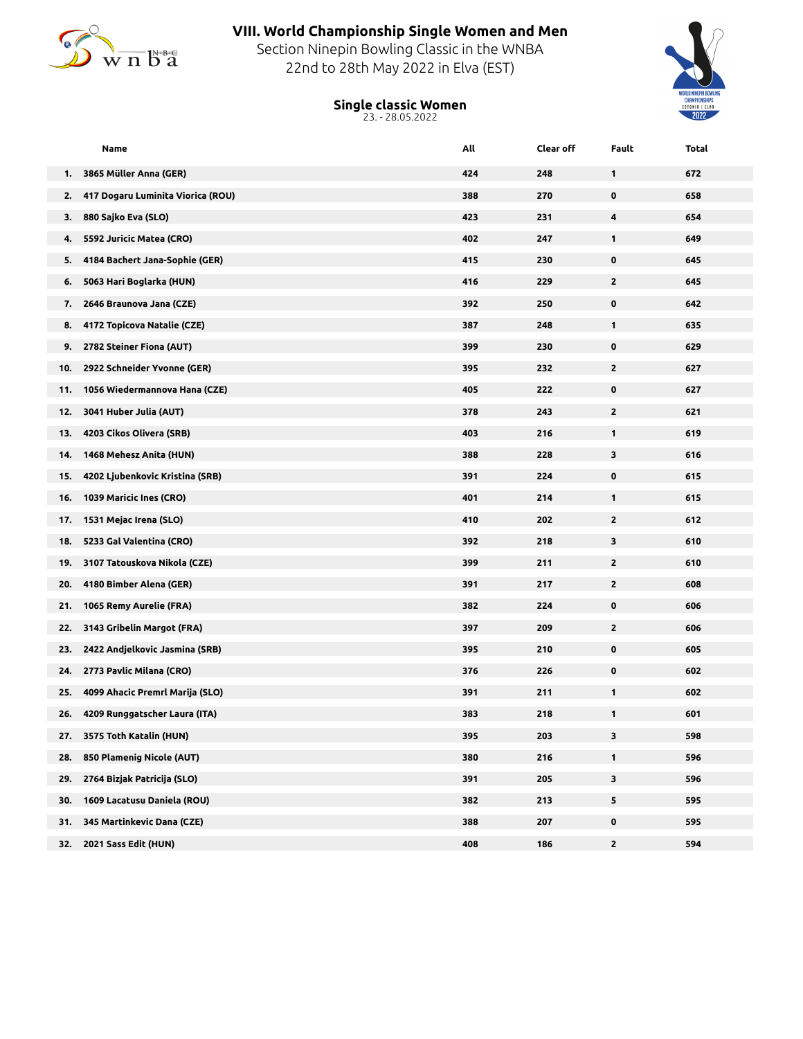# VIII. World Championship Single Women and Men

Section Ninepin Bowling Classic in the WNBA
22nd to 28th May 2022 in Elva (EST)

## Single classic Women

23. - 28.05.2022

| | Name | All | Clear off | Fault | Total |
|---|---|---|---|---|---|
| 1. | 3865 Müller Anna (GER) | 424 | 248 | 1 | 672 |
| 2. | 417 Dogaru Luminita Viorica (ROU) | 388 | 270 | 0 | 658 |
| 3. | 880 Sajko Eva (SLO) | 423 | 231 | 4 | 654 |
| 4. | 5592 Juricic Matea (CRO) | 402 | 247 | 1 | 649 |
| 5. | 4184 Bachert Jana-Sophie (GER) | 415 | 230 | 0 | 645 |
| 6. | 5063 Hari Boglarka (HUN) | 416 | 229 | 2 | 645 |
| 7. | 2646 Braunova Jana (CZE) | 392 | 250 | 0 | 642 |
| 8. | 4172 Topicova Natalie (CZE) | 387 | 248 | 1 | 635 |
| 9. | 2782 Steiner Fiona (AUT) | 399 | 230 | 0 | 629 |
| 10. | 2922 Schneider Yvonne (GER) | 395 | 232 | 2 | 627 |
| 11. | 1056 Wiedermannova Hana (CZE) | 405 | 222 | 0 | 627 |
| 12. | 3041 Huber Julia (AUT) | 378 | 243 | 2 | 621 |
| 13. | 4203 Cikos Olivera (SRB) | 403 | 216 | 1 | 619 |
| 14. | 1468 Mehesz Anita (HUN) | 388 | 228 | 3 | 616 |
| 15. | 4202 Ljubenkovic Kristina (SRB) | 391 | 224 | 0 | 615 |
| 16. | 1039 Maricic Ines (CRO) | 401 | 214 | 1 | 615 |
| 17. | 1531 Mejac Irena (SLO) | 410 | 202 | 2 | 612 |
| 18. | 5233 Gal Valentina (CRO) | 392 | 218 | 3 | 610 |
| 19. | 3107 Tatouskova Nikola (CZE) | 399 | 211 | 2 | 610 |
| 20. | 4180 Bimber Alena (GER) | 391 | 217 | 2 | 608 |
| 21. | 1065 Remy Aurelie (FRA) | 382 | 224 | 0 | 606 |
| 22. | 3143 Gribelin Margot (FRA) | 397 | 209 | 2 | 606 |
| 23. | 2422 Andjelkovic Jasmina (SRB) | 395 | 210 | 0 | 605 |
| 24. | 2773 Pavlic Milana (CRO) | 376 | 226 | 0 | 602 |
| 25. | 4099 Ahacic Premrl Marija (SLO) | 391 | 211 | 1 | 602 |
| 26. | 4209 Runggatscher Laura (ITA) | 383 | 218 | 1 | 601 |
| 27. | 3575 Toth Katalin (HUN) | 395 | 203 | 3 | 598 |
| 28. | 850 Plamenig Nicole (AUT) | 380 | 216 | 1 | 596 |
| 29. | 2764 Bizjak Patricija (SLO) | 391 | 205 | 3 | 596 |
| 30. | 1609 Lacatusu Daniela (ROU) | 382 | 213 | 5 | 595 |
| 31. | 345 Martinkevic Dana (CZE) | 388 | 207 | 0 | 595 |
| 32. | 2021 Sass Edit (HUN) | 408 | 186 | 2 | 594 |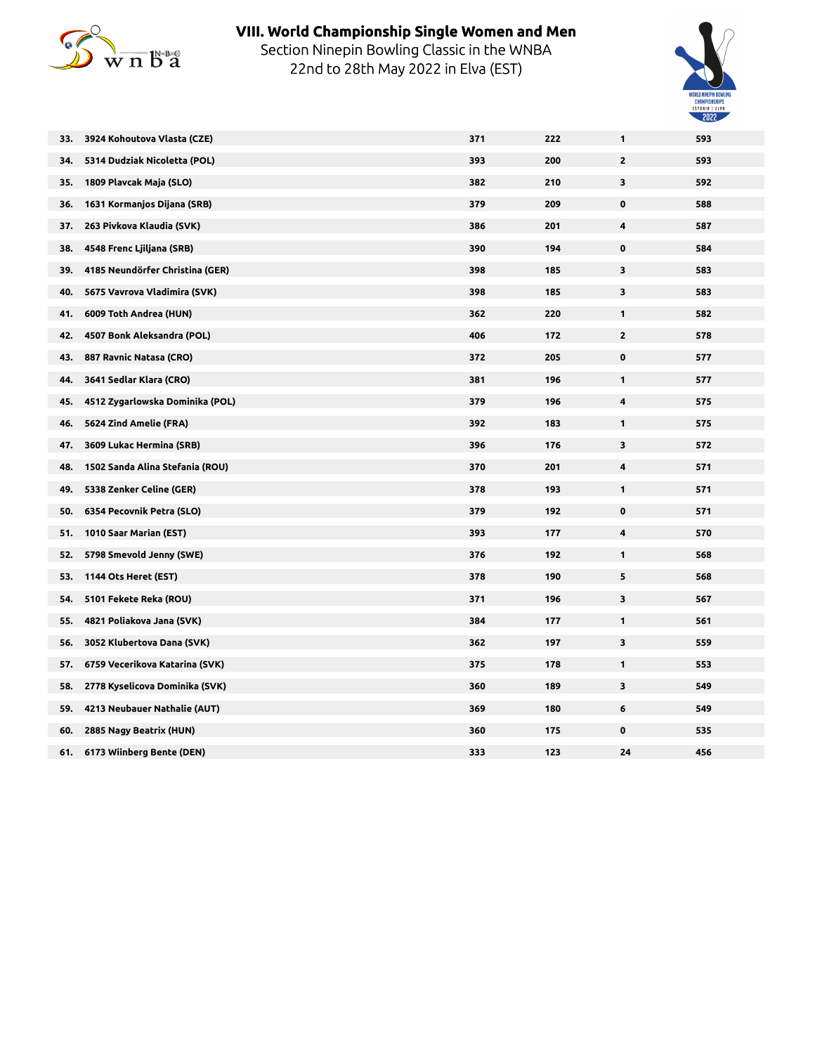# VIII. World Championship Single Women and Men

Section Ninepin Bowling Classic in the WNBA
22nd to 28th May 2022 in Elva (EST)

| | | | | | |
|---|---|---|---|---|---|
| 33. | 3924 Kohoutova Vlasta (CZE) | 371 | 222 | 1 | 593 |
| 34. | 5314 Dudziak Nicoletta (POL) | 393 | 200 | 2 | 593 |
| 35. | 1809 Plavcak Maja (SLO) | 382 | 210 | 3 | 592 |
| 36. | 1631 Kormanjos Dijana (SRB) | 379 | 209 | 0 | 588 |
| 37. | 263 Pivkova Klaudia (SVK) | 386 | 201 | 4 | 587 |
| 38. | 4548 Frenc Ljiljana (SRB) | 390 | 194 | 0 | 584 |
| 39. | 4185 Neundörfer Christina (GER) | 398 | 185 | 3 | 583 |
| 40. | 5675 Vavrova Vladimira (SVK) | 398 | 185 | 3 | 583 |
| 41. | 6009 Toth Andrea (HUN) | 362 | 220 | 1 | 582 |
| 42. | 4507 Bonk Aleksandra (POL) | 406 | 172 | 2 | 578 |
| 43. | 887 Ravnic Natasa (CRO) | 372 | 205 | 0 | 577 |
| 44. | 3641 Sedlar Klara (CRO) | 381 | 196 | 1 | 577 |
| 45. | 4512 Zygarlowska Dominika (POL) | 379 | 196 | 4 | 575 |
| 46. | 5624 Zind Amelie (FRA) | 392 | 183 | 1 | 575 |
| 47. | 3609 Lukac Hermina (SRB) | 396 | 176 | 3 | 572 |
| 48. | 1502 Sanda Alina Stefania (ROU) | 370 | 201 | 4 | 571 |
| 49. | 5338 Zenker Celine (GER) | 378 | 193 | 1 | 571 |
| 50. | 6354 Pecovnik Petra (SLO) | 379 | 192 | 0 | 571 |
| 51. | 1010 Saar Marian (EST) | 393 | 177 | 4 | 570 |
| 52. | 5798 Smevold Jenny (SWE) | 376 | 192 | 1 | 568 |
| 53. | 1144 Ots Heret (EST) | 378 | 190 | 5 | 568 |
| 54. | 5101 Fekete Reka (ROU) | 371 | 196 | 3 | 567 |
| 55. | 4821 Poliakova Jana (SVK) | 384 | 177 | 1 | 561 |
| 56. | 3052 Klubertova Dana (SVK) | 362 | 197 | 3 | 559 |
| 57. | 6759 Vecerikova Katarina (SVK) | 375 | 178 | 1 | 553 |
| 58. | 2778 Kyselicova Dominika (SVK) | 360 | 189 | 3 | 549 |
| 59. | 4213 Neubauer Nathalie (AUT) | 369 | 180 | 6 | 549 |
| 60. | 2885 Nagy Beatrix (HUN) | 360 | 175 | 0 | 535 |
| 61. | 6173 Wiinberg Bente (DEN) | 333 | 123 | 24 | 456 |